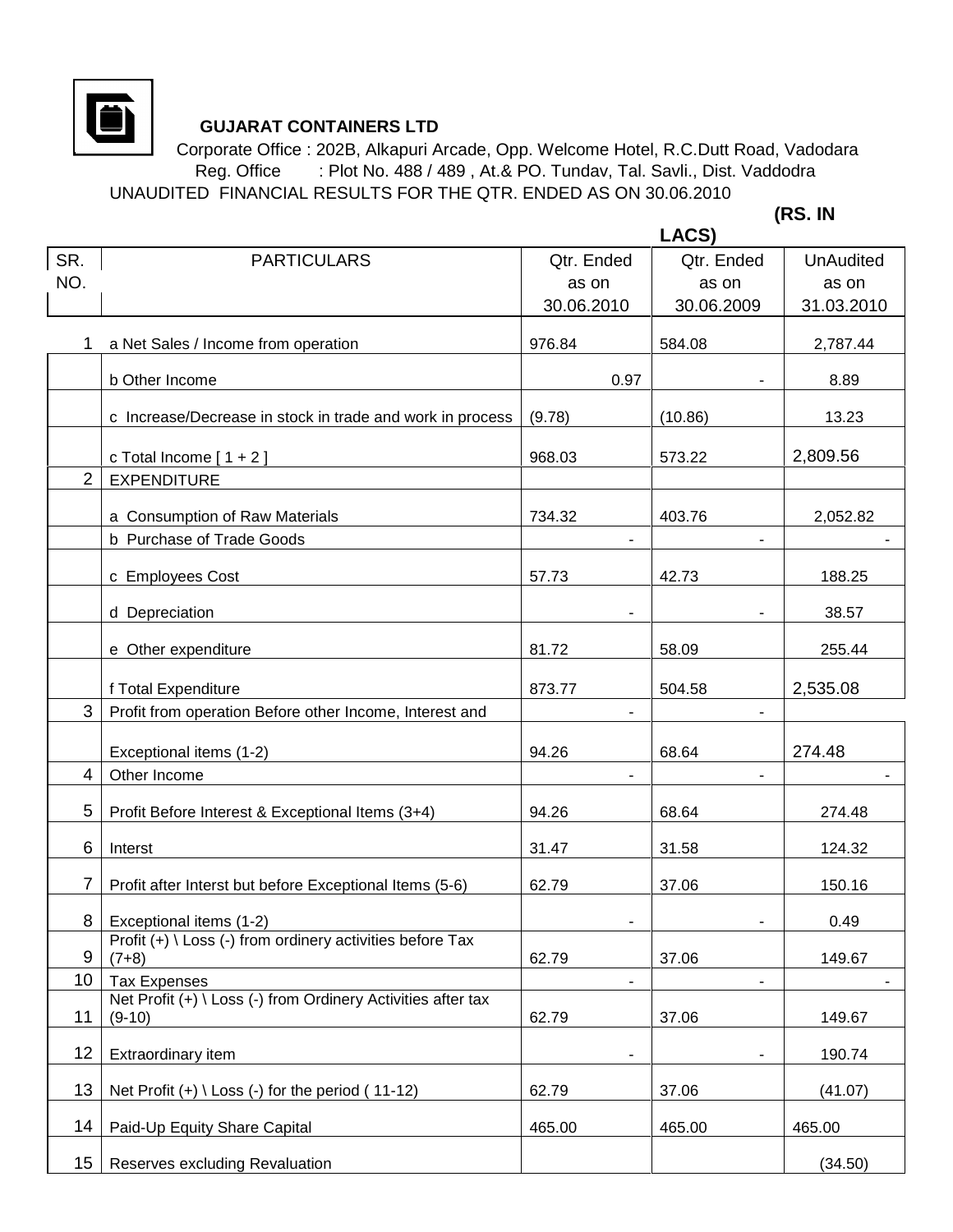**GUJARAT CONTAINERS LTD**

Corporate Office : 202B, Alkapuri Arcade, Opp. Welcome Hotel, R.C.Dutt Road, Vadodara
Reg. Office : Plot No. 488 / 489 , At.& PO. Tundav, Tal. Savli., Dist. Vaddodra

UNAUDITED FINANCIAL RESULTS FOR THE QTR. ENDED AS ON 30.06.2010

**(RS. IN LACS)**

| SR. NO. | PARTICULARS | Qtr. Ended as on 30.06.2010 | Qtr. Ended as on 30.06.2009 | UnAudited as on 31.03.2010 |
|---|---|---|---|---|
| 1 | a Net Sales / Income from operation | 976.84 | 584.08 | 2,787.44 |
| | b Other Income | 0.97 | - | 8.89 |
| | c Increase/Decrease in stock in trade and work in process | (9.78) | (10.86) | 13.23 |
| | c Total Income [ 1 + 2 ] | 968.03 | 573.22 | 2,809.56 |
| 2 | EXPENDITURE | | | |
| | a Consumption of Raw Materials | 734.32 | 403.76 | 2,052.82 |
| | b Purchase of Trade Goods | - | - | - |
| | c Employees Cost | 57.73 | 42.73 | 188.25 |
| | d Depreciation | - | - | 38.57 |
| | e Other expenditure | 81.72 | 58.09 | 255.44 |
| | f Total Expenditure | 873.77 | 504.58 | 2,535.08 |
| 3 | Profit from operation Before other Income, Interest and | - | - | |
| | Exceptional items (1-2) | 94.26 | 68.64 | 274.48 |
| 4 | Other Income | - | - | - |
| 5 | Profit Before Interest & Exceptional Items (3+4) | 94.26 | 68.64 | 274.48 |
| 6 | Interst | 31.47 | 31.58 | 124.32 |
| 7 | Profit after Interst but before Exceptional Items (5-6) | 62.79 | 37.06 | 150.16 |
| 8 | Exceptional items (1-2) | - | - | 0.49 |
| 9 | Profit (+) \ Loss (-) from ordinery activities before Tax (7+8) | 62.79 | 37.06 | 149.67 |
| 10 | Tax Expenses | - | - | - |
| 11 | Net Profit (+) \ Loss (-) from Ordinery Activities after tax (9-10) | 62.79 | 37.06 | 149.67 |
| 12 | Extraordinary item | - | - | 190.74 |
| 13 | Net Profit (+) \ Loss (-) for the period ( 11-12) | 62.79 | 37.06 | (41.07) |
| 14 | Paid-Up Equity Share Capital | 465.00 | 465.00 | 465.00 |
| 15 | Reserves excluding Revaluation | | | (34.50) |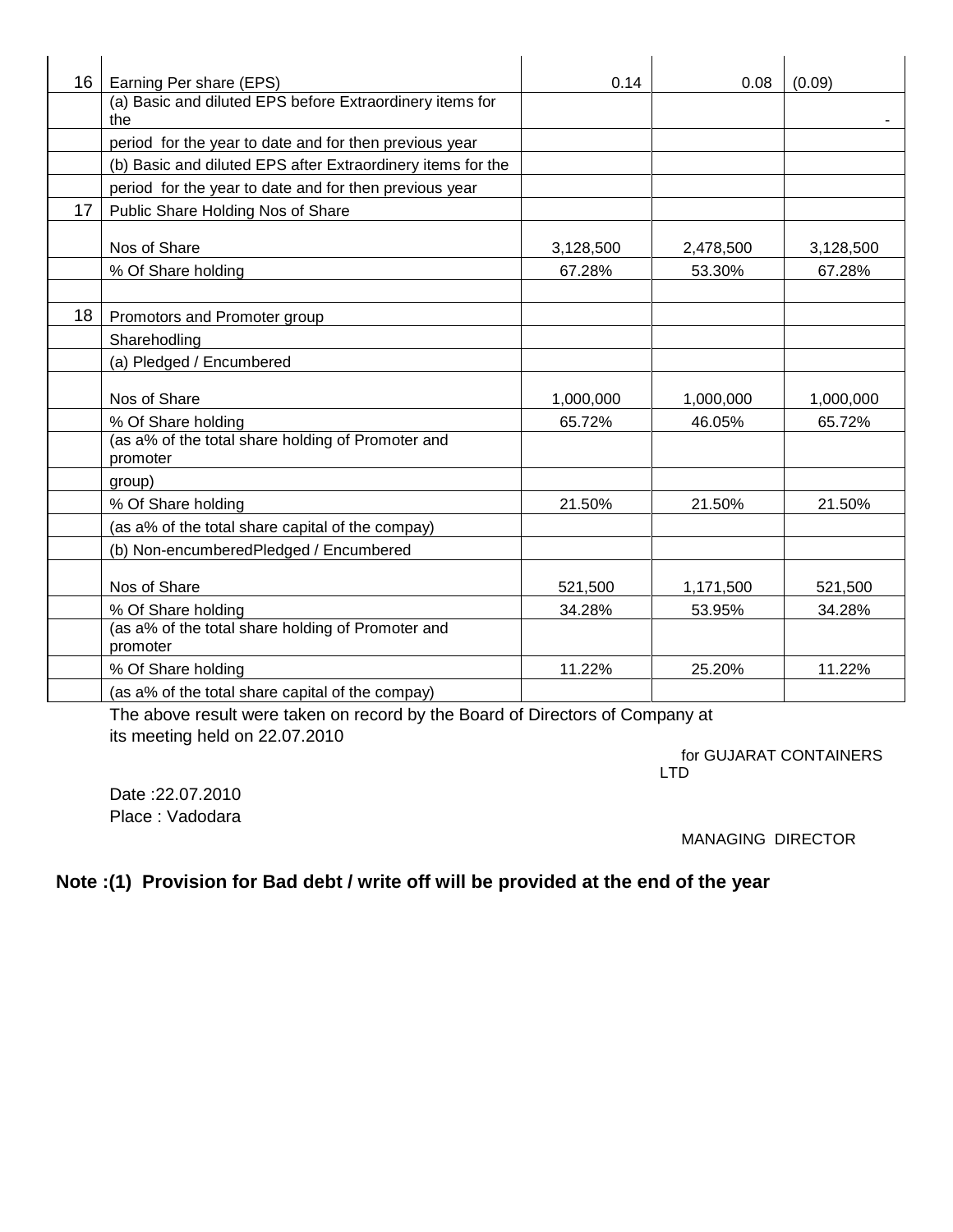| | | | | |
|---|---|---|---|---|
| 16 | Earning Per share (EPS) | 0.14 | 0.08 | (0.09) |
| | (a) Basic and diluted EPS before Extraordinery items for the | | | - |
| | period for the year to date and for then previous year | | | |
| | (b) Basic and diluted EPS after Extraordinery items for the | | | |
| | period for the year to date and for then previous year | | | |
| 17 | Public Share Holding Nos of Share | | | |
| | Nos of Share | 3,128,500 | 2,478,500 | 3,128,500 |
| | % Of Share holding | 67.28% | 53.30% | 67.28% |
| | | | | |
| 18 | Promotors and Promoter group | | | |
| | Sharehodling | | | |
| | (a) Pledged / Encumbered | | | |
| | Nos of Share | 1,000,000 | 1,000,000 | 1,000,000 |
| | % Of Share holding | 65.72% | 46.05% | 65.72% |
| | (as a% of the total share holding of Promoter and promoter | | | |
| | group) | | | |
| | % Of Share holding | 21.50% | 21.50% | 21.50% |
| | (as a% of the total share capital of the compay) | | | |
| | (b) Non-encumberedPledged / Encumbered | | | |
| | Nos of Share | 521,500 | 1,171,500 | 521,500 |
| | % Of Share holding | 34.28% | 53.95% | 34.28% |
| | (as a% of the total share holding of Promoter and promoter | | | |
| | % Of Share holding | 11.22% | 25.20% | 11.22% |
| | (as a% of the total share capital of the compay) | | | |

The above result were taken on record by the Board of Directors of Company at its meeting held on 22.07.2010

for GUJARAT CONTAINERS LTD

Date :22.07.2010
Place : Vadodara

MANAGING DIRECTOR

**Note :(1) Provision for Bad debt / write off will be provided at the end of the year**